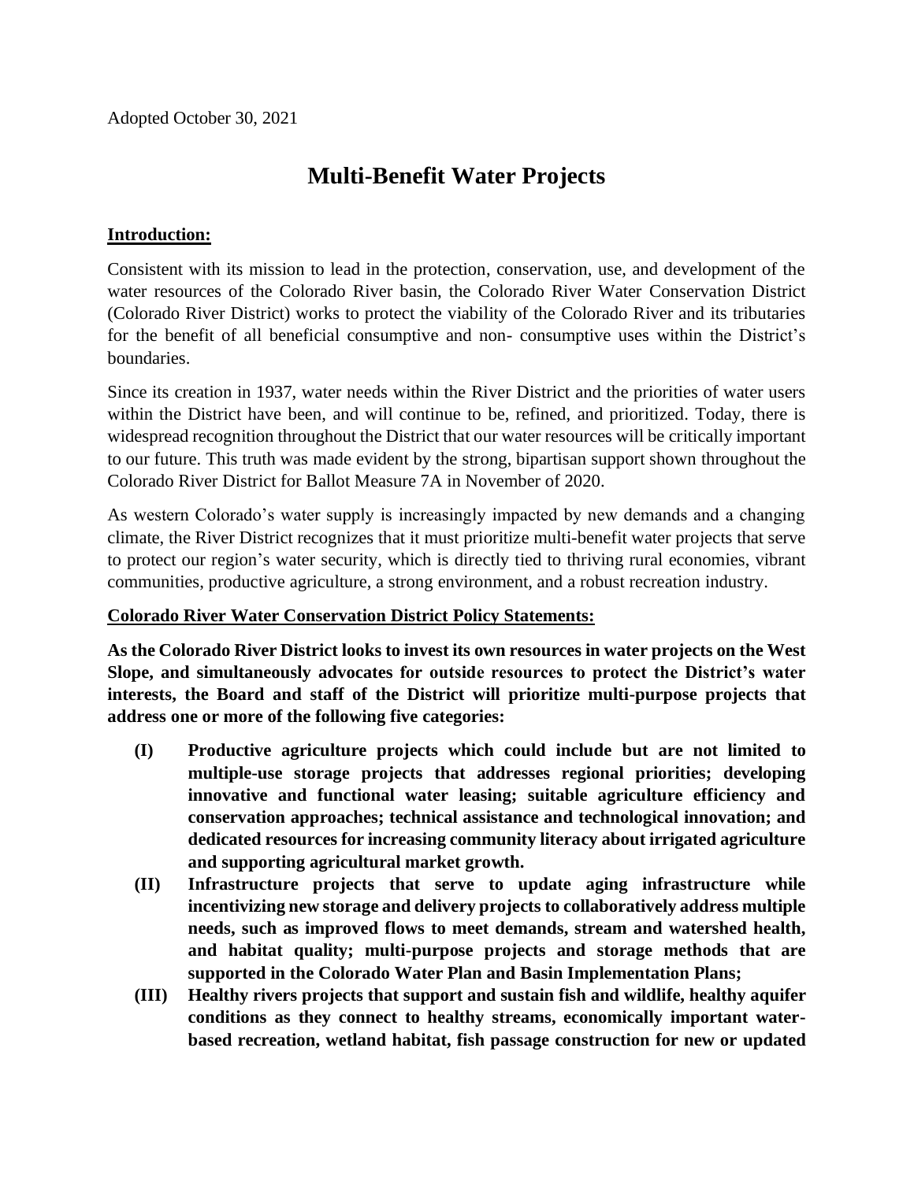Adopted October 30, 2021

# Multi-Benefit Water Projects

## Introduction:

Consistent with its mission to lead in the protection, conservation, use, and development of the water resources of the Colorado River basin, the Colorado River Water Conservation District (Colorado River District) works to protect the viability of the Colorado River and its tributaries for the benefit of all beneficial consumptive and non- consumptive uses within the District's boundaries.

Since its creation in 1937, water needs within the River District and the priorities of water users within the District have been, and will continue to be, refined, and prioritized. Today, there is widespread recognition throughout the District that our water resources will be critically important to our future. This truth was made evident by the strong, bipartisan support shown throughout the Colorado River District for Ballot Measure 7A in November of 2020.

As western Colorado's water supply is increasingly impacted by new demands and a changing climate, the River District recognizes that it must prioritize multi-benefit water projects that serve to protect our region's water security, which is directly tied to thriving rural economies, vibrant communities, productive agriculture, a strong environment, and a robust recreation industry.

## Colorado River Water Conservation District Policy Statements:

**As the Colorado River District looks to invest its own resources in water projects on the West Slope, and simultaneously advocates for outside resources to protect the District's water interests, the Board and staff of the District will prioritize multi-purpose projects that address one or more of the following five categories:**

- **(I) Productive agriculture projects which could include but are not limited to multiple-use storage projects that addresses regional priorities; developing innovative and functional water leasing; suitable agriculture efficiency and conservation approaches; technical assistance and technological innovation; and dedicated resources for increasing community literacy about irrigated agriculture and supporting agricultural market growth.**
- **(II) Infrastructure projects that serve to update aging infrastructure while incentivizing new storage and delivery projects to collaboratively address multiple needs, such as improved flows to meet demands, stream and watershed health, and habitat quality; multi-purpose projects and storage methods that are supported in the Colorado Water Plan and Basin Implementation Plans;**
- **(III) Healthy rivers projects that support and sustain fish and wildlife, healthy aquifer conditions as they connect to healthy streams, economically important water-based recreation, wetland habitat, fish passage construction for new or updated**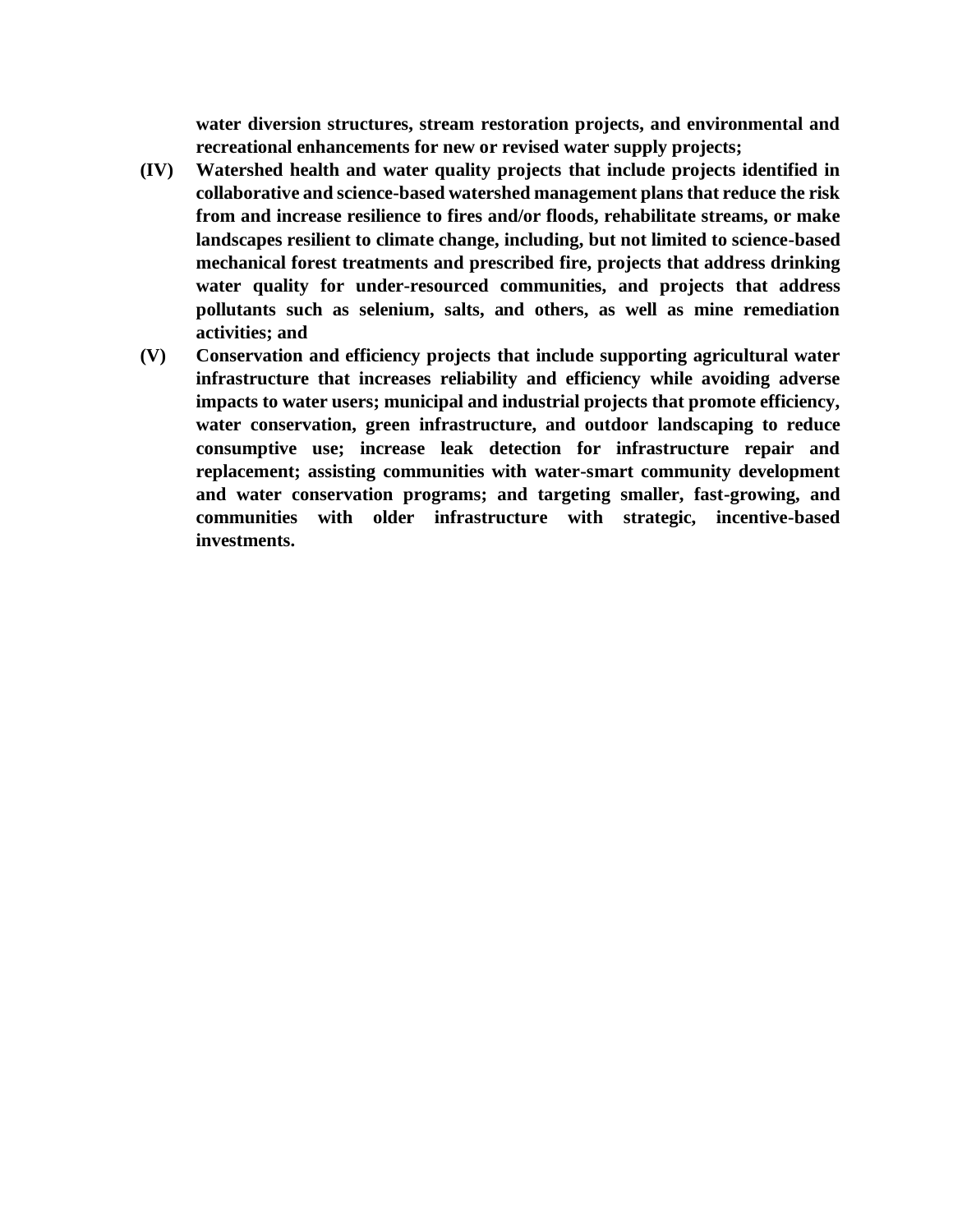**water diversion structures, stream restoration projects, and environmental and recreational enhancements for new or revised water supply projects;**

**(IV) Watershed health and water quality projects that include projects identified in collaborative and science-based watershed management plans that reduce the risk from and increase resilience to fires and/or floods, rehabilitate streams, or make landscapes resilient to climate change, including, but not limited to science-based mechanical forest treatments and prescribed fire, projects that address drinking water quality for under-resourced communities, and projects that address pollutants such as selenium, salts, and others, as well as mine remediation activities; and**

**(V) Conservation and efficiency projects that include supporting agricultural water infrastructure that increases reliability and efficiency while avoiding adverse impacts to water users; municipal and industrial projects that promote efficiency, water conservation, green infrastructure, and outdoor landscaping to reduce consumptive use; increase leak detection for infrastructure repair and replacement; assisting communities with water-smart community development and water conservation programs; and targeting smaller, fast-growing, and communities with older infrastructure with strategic, incentive-based investments.**